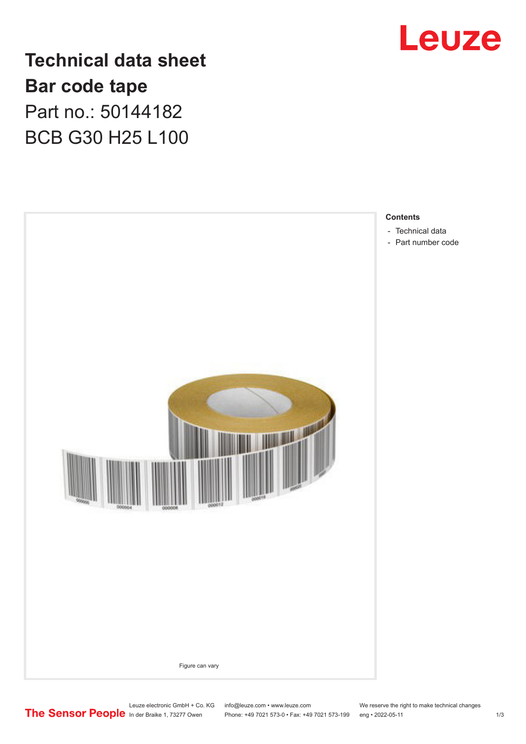# Technical data sheet

## Bar code tape

Part no.: 50144182

BCB G30 H25 L100

Figure can vary

**Contents**

- Technical data
- Part number code

Leuze electronic GmbH + Co. KG
In der Braike 1, 73277 Owen

info@leuze.com • www.leuze.com
Phone: +49 7021 573-0 • Fax: +49 7021 573-199

We reserve the right to make technical changes
eng • 2022-05-11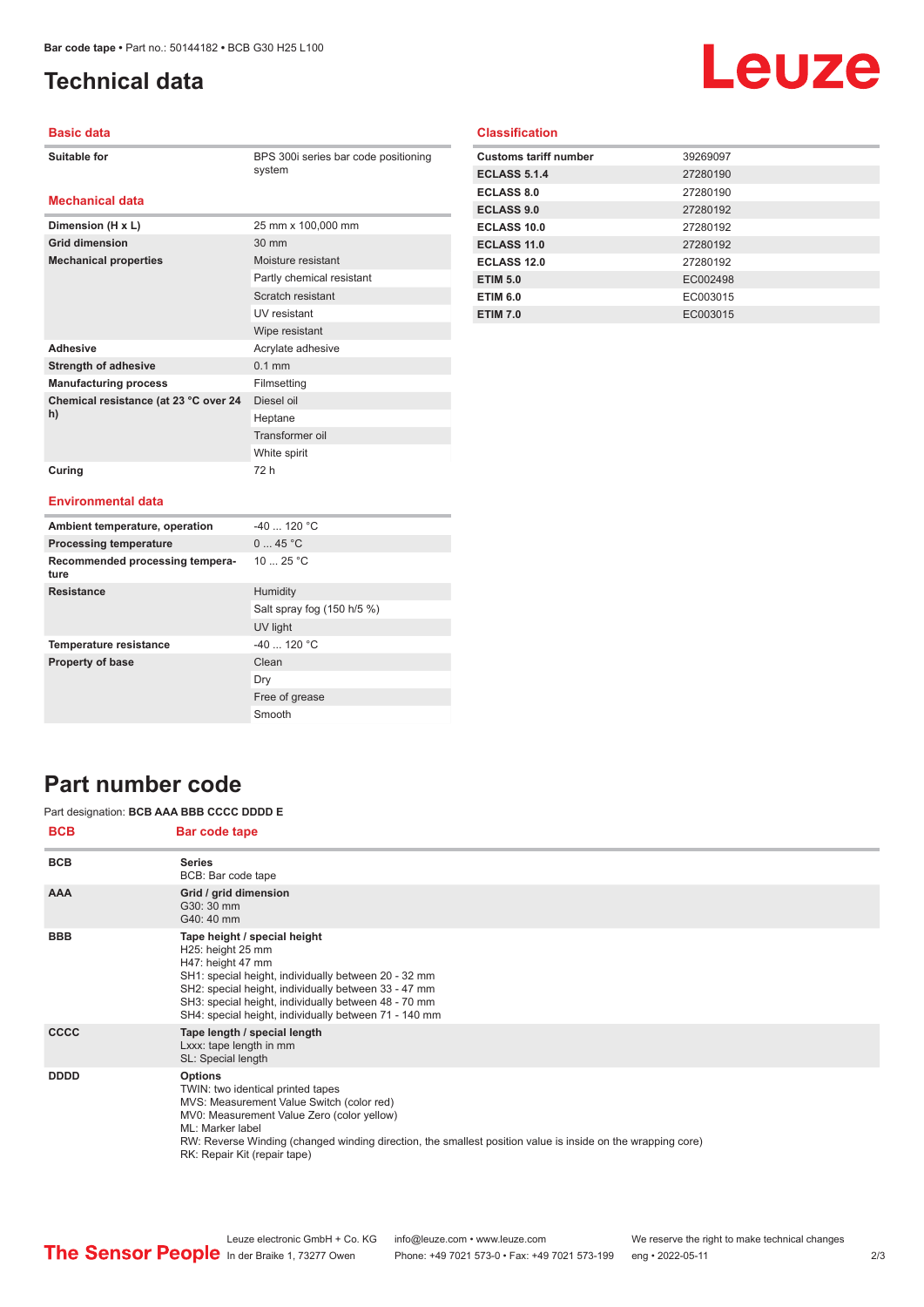# Technical data

## Basic data

| | |
|---|---|
| Suitable for | BPS 300i series bar code positioning system |

## Mechanical data

| | |
|---|---|
| Dimension (H x L) | 25 mm x 100,000 mm |
| Grid dimension | 30 mm |
| Mechanical properties | Moisture resistant |
| | Partly chemical resistant |
| | Scratch resistant |
| | UV resistant |
| | Wipe resistant |
| Adhesive | Acrylate adhesive |
| Strength of adhesive | 0.1 mm |
| Manufacturing process | Filmsetting |
| Chemical resistance (at 23 °C over 24 h) | Diesel oil |
| | Heptane |
| | Transformer oil |
| | White spirit |
| Curing | 72 h |

## Environmental data

| | |
|---|---|
| Ambient temperature, operation | -40 ... 120 °C |
| Processing temperature | 0 ... 45 °C |
| Recommended processing temperature | 10 ... 25 °C |
| Resistance | Humidity |
| | Salt spray fog (150 h/5 %) |
| | UV light |
| Temperature resistance | -40 ... 120 °C |
| Property of base | Clean |
| | Dry |
| | Free of grease |
| | Smooth |

## Classification

| | |
|---|---|
| Customs tariff number | 39269097 |
| ECLASS 5.1.4 | 27280190 |
| ECLASS 8.0 | 27280190 |
| ECLASS 9.0 | 27280192 |
| ECLASS 10.0 | 27280192 |
| ECLASS 11.0 | 27280192 |
| ECLASS 12.0 | 27280192 |
| ETIM 5.0 | EC002498 |
| ETIM 6.0 | EC003015 |
| ETIM 7.0 | EC003015 |

# Part number code

Part designation: **BCB AAA BBB CCCC DDDD E**

| BCB | Bar code tape |
|---|---|
| BCB | **Series**<br>BCB: Bar code tape |
| AAA | **Grid / grid dimension**<br>G30: 30 mm<br>G40: 40 mm |
| BBB | **Tape height / special height**<br>H25: height 25 mm<br>H47: height 47 mm<br>SH1: special height, individually between 20 - 32 mm<br>SH2: special height, individually between 33 - 47 mm<br>SH3: special height, individually between 48 - 70 mm<br>SH4: special height, individually between 71 - 140 mm |
| CCCC | **Tape length / special length**<br>Lxxx: tape length in mm<br>SL: Special length |
| DDDD | **Options**<br>TWIN: two identical printed tapes<br>MVS: Measurement Value Switch (color red)<br>MV0: Measurement Value Zero (color yellow)<br>ML: Marker label<br>RW: Reverse Winding (changed winding direction, the smallest position value is inside on the wrapping core)<br>RK: Repair Kit (repair tape) |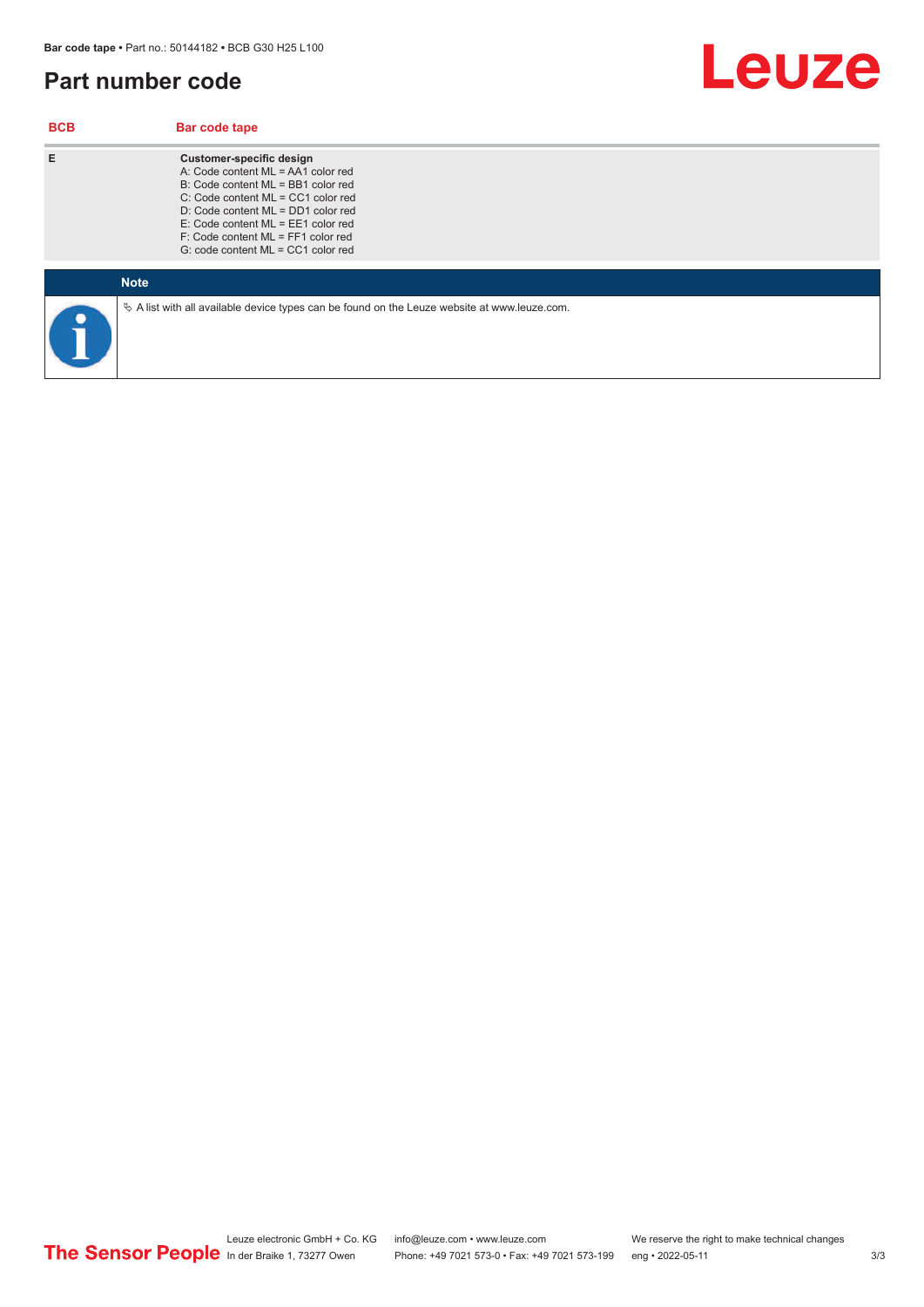## Part number code

| BCB | Bar code tape |
|---|---|
| E | **Customer-specific design**<br>A: Code content ML = AA1 color red<br>B: Code content ML = BB1 color red<br>C: Code content ML = CC1 color red<br>D: Code content ML = DD1 color red<br>E: Code content ML = EE1 color red<br>F: Code content ML = FF1 color red<br>G: code content ML = CC1 color red |

**Note**

↳ A list with all available device types can be found on the Leuze website at www.leuze.com.